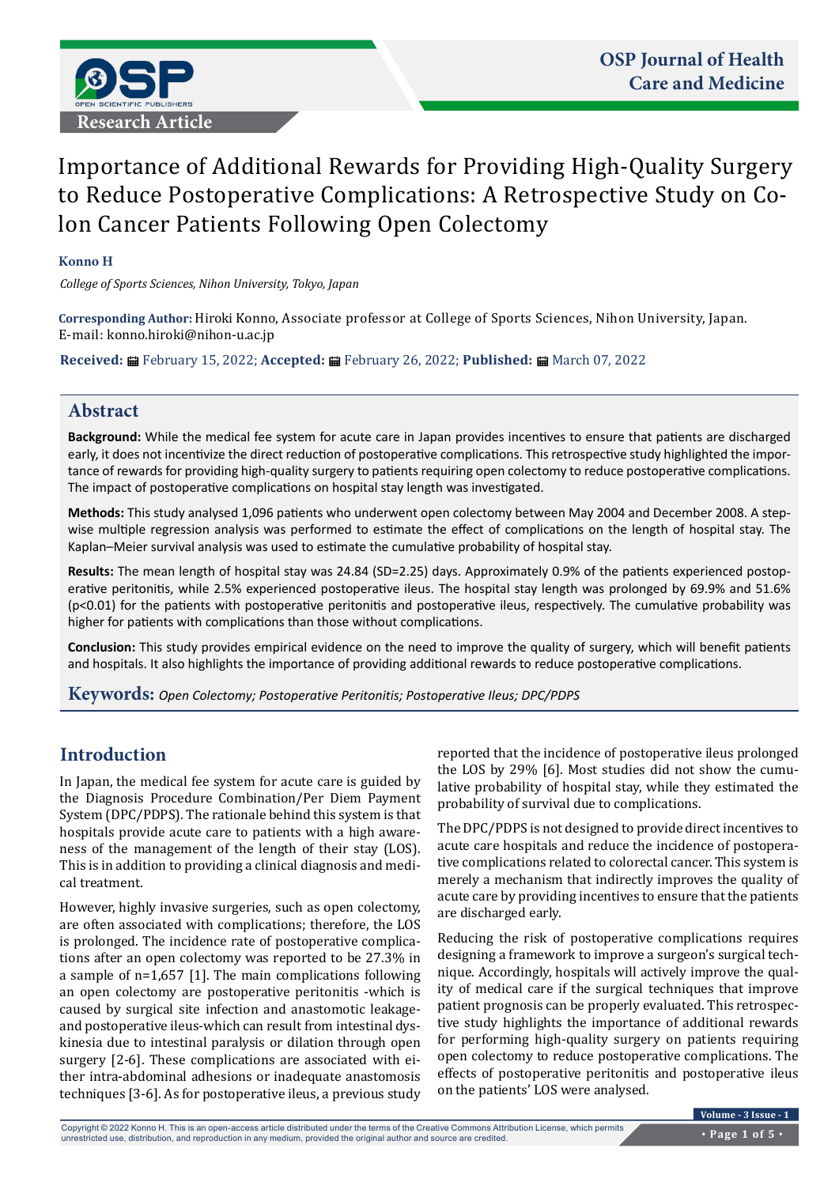Research Article

# Importance of Additional Rewards for Providing High-Quality Surgery to Reduce Postoperative Complications: A Retrospective Study on Colon Cancer Patients Following Open Colectomy

**Konno H**

*College of Sports Sciences, Nihon University, Tokyo, Japan*

**Corresponding Author:** Hiroki Konno, Associate professor at College of Sports Sciences, Nihon University, Japan. E-mail: konno.hiroki@nihon-u.ac.jp

**Received:** February 15, 2022; **Accepted:** February 26, 2022; **Published:** March 07, 2022

## Abstract

**Background:** While the medical fee system for acute care in Japan provides incentives to ensure that patients are discharged early, it does not incentivize the direct reduction of postoperative complications. This retrospective study highlighted the importance of rewards for providing high-quality surgery to patients requiring open colectomy to reduce postoperative complications. The impact of postoperative complications on hospital stay length was investigated.

**Methods:** This study analysed 1,096 patients who underwent open colectomy between May 2004 and December 2008. A stepwise multiple regression analysis was performed to estimate the effect of complications on the length of hospital stay. The Kaplan–Meier survival analysis was used to estimate the cumulative probability of hospital stay.

**Results:** The mean length of hospital stay was 24.84 (SD=2.25) days. Approximately 0.9% of the patients experienced postoperative peritonitis, while 2.5% experienced postoperative ileus. The hospital stay length was prolonged by 69.9% and 51.6% ($p<0.01$) for the patients with postoperative peritonitis and postoperative ileus, respectively. The cumulative probability was higher for patients with complications than those without complications.

**Conclusion:** This study provides empirical evidence on the need to improve the quality of surgery, which will benefit patients and hospitals. It also highlights the importance of providing additional rewards to reduce postoperative complications.

**Keywords:** *Open Colectomy; Postoperative Peritonitis; Postoperative Ileus; DPC/PDPS*

## Introduction

In Japan, the medical fee system for acute care is guided by the Diagnosis Procedure Combination/Per Diem Payment System (DPC/PDPS). The rationale behind this system is that hospitals provide acute care to patients with a high awareness of the management of the length of their stay (LOS). This is in addition to providing a clinical diagnosis and medical treatment.

However, highly invasive surgeries, such as open colectomy, are often associated with complications; therefore, the LOS is prolonged. The incidence rate of postoperative complications after an open colectomy was reported to be 27.3% in a sample of n=1,657 [1]. The main complications following an open colectomy are postoperative peritonitis -which is caused by surgical site infection and anastomotic leakage- and postoperative ileus-which can result from intestinal dyskinesia due to intestinal paralysis or dilation through open surgery [2-6]. These complications are associated with either intra-abdominal adhesions or inadequate anastomosis techniques [3-6]. As for postoperative ileus, a previous study reported that the incidence of postoperative ileus prolonged the LOS by 29% [6]. Most studies did not show the cumulative probability of hospital stay, while they estimated the probability of survival due to complications.

The DPC/PDPS is not designed to provide direct incentives to acute care hospitals and reduce the incidence of postoperative complications related to colorectal cancer. This system is merely a mechanism that indirectly improves the quality of acute care by providing incentives to ensure that the patients are discharged early.

Reducing the risk of postoperative complications requires designing a framework to improve a surgeon's surgical technique. Accordingly, hospitals will actively improve the quality of medical care if the surgical techniques that improve patient prognosis can be properly evaluated. This retrospective study highlights the importance of additional rewards for performing high-quality surgery on patients requiring open colectomy to reduce postoperative complications. The effects of postoperative peritonitis and postoperative ileus on the patients' LOS were analysed.

Copyright © 2022 Konno H. This is an open-access article distributed under the terms of the Creative Commons Attribution License, which permits unrestricted use, distribution, and reproduction in any medium, provided the original author and source are credited.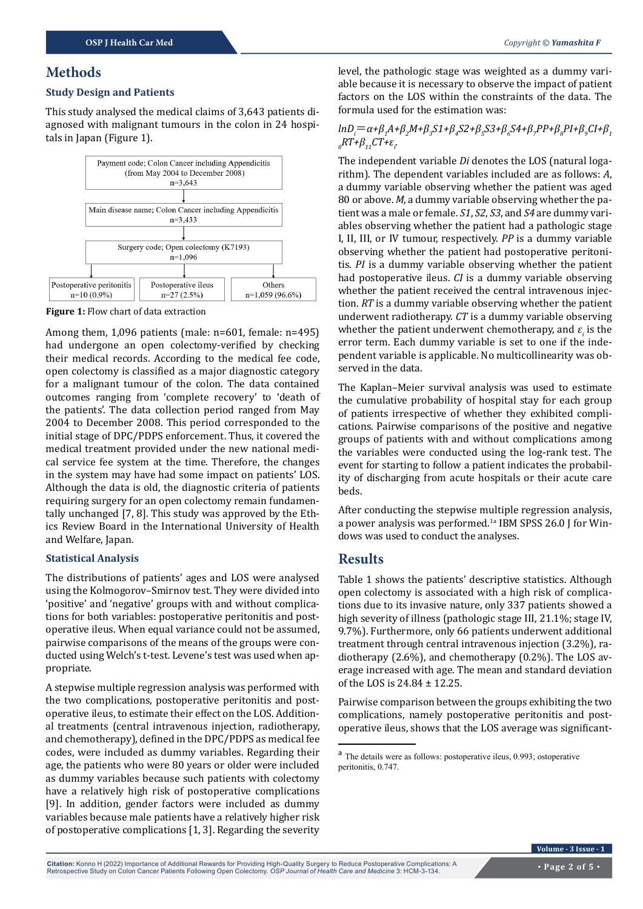## Methods

### Study Design and Patients

This study analysed the medical claims of 3,643 patients diagnosed with malignant tumours in the colon in 24 hospitals in Japan (Figure 1).

Payment code; Colon Cancer including Appendicitis (from May 2004 to December 2008) n=3,643

↓

Main disease name; Colon Cancer including Appendicitis n=3,433

↓

Surgery code; Open colectomy (K7193) n=1,096

↓

| Postoperative peritonitis | Postoperative ileus | Others |
|---|---|---|
| n=10 (0.9%) | n=27 (2.5%) | n=1,059 (96.6%) |

**Figure 1:** Flow chart of data extraction

Among them, 1,096 patients (male: n=601, female: n=495) had undergone an open colectomy-verified by checking their medical records. According to the medical fee code, open colectomy is classified as a major diagnostic category for a malignant tumour of the colon. The data contained outcomes ranging from 'complete recovery' to 'death of the patients'. The data collection period ranged from May 2004 to December 2008. This period corresponded to the initial stage of DPC/PDPS enforcement. Thus, it covered the medical treatment provided under the new national medical service fee system at the time. Therefore, the changes in the system may have had some impact on patients' LOS. Although the data is old, the diagnostic criteria of patients requiring surgery for an open colectomy remain fundamentally unchanged [7, 8]. This study was approved by the Ethics Review Board in the International University of Health and Welfare, Japan.

### Statistical Analysis

The distributions of patients' ages and LOS were analysed using the Kolmogorov–Smirnov test. They were divided into 'positive' and 'negative' groups with and without complications for both variables: postoperative peritonitis and postoperative ileus. When equal variance could not be assumed, pairwise comparisons of the means of the groups were conducted using Welch's t-test. Levene's test was used when appropriate.

A stepwise multiple regression analysis was performed with the two complications, postoperative peritonitis and postoperative ileus, to estimate their effect on the LOS. Additional treatments (central intravenous injection, radiotherapy, and chemotherapy), defined in the DPC/PDPS as medical fee codes, were included as dummy variables. Regarding their age, the patients who were 80 years or older were included as dummy variables because such patients with colectomy have a relatively high risk of postoperative complications [9]. In addition, gender factors were included as dummy variables because male patients have a relatively higher risk of postoperative complications [1, 3]. Regarding the severity level, the pathologic stage was weighted as a dummy variable because it is necessary to observe the impact of patient factors on the LOS within the constraints of the data. The formula used for the estimation was:

$$lnD_i = \alpha + \beta_1 A + \beta_2 M + \beta_3 S1 + \beta_4 S2 + \beta_5 S3 + \beta_6 S4 + \beta_7 PP + \beta_8 PI + \beta_9 CI + \beta_{10} RT + \beta_{11} CT + \varepsilon_i$$

The independent variable *Di* denotes the LOS (natural logarithm). The dependent variables included are as follows: *A*, a dummy variable observing whether the patient was aged 80 or above. *M*, a dummy variable observing whether the patient was a male or female. *S1*, *S2*, *S3*, and *S4* are dummy variables observing whether the patient had a pathologic stage I, II, III, or IV tumour, respectively. *PP* is a dummy variable observing whether the patient had postoperative peritonitis. *PI* is a dummy variable observing whether the patient had postoperative ileus. *CI* is a dummy variable observing whether the patient received the central intravenous injection. *RT* is a dummy variable observing whether the patient underwent radiotherapy. *CT* is a dummy variable observing whether the patient underwent chemotherapy, and $\varepsilon_i$ is the error term. Each dummy variable is set to one if the independent variable is applicable. No multicollinearity was observed in the data.

The Kaplan–Meier survival analysis was used to estimate the cumulative probability of hospital stay for each group of patients irrespective of whether they exhibited complications. Pairwise comparisons of the positive and negative groups of patients with and without complications among the variables were conducted using the log-rank test. The event for starting to follow a patient indicates the probability of discharging from acute hospitals or their acute care beds.

After conducting the stepwise multiple regression analysis, a power analysis was performed.[1a] IBM SPSS 26.0 J for Windows was used to conduct the analyses.

## Results

Table 1 shows the patients' descriptive statistics. Although open colectomy is associated with a high risk of complications due to its invasive nature, only 337 patients showed a high severity of illness (pathologic stage III, 21.1%; stage IV, 9.7%). Furthermore, only 66 patients underwent additional treatment through central intravenous injection (3.2%), radiotherapy (2.6%), and chemotherapy (0.2%). The LOS average increased with age. The mean and standard deviation of the LOS is 24.84 ± 12.25.

Pairwise comparison between the groups exhibiting the two complications, namely postoperative peritonitis and postoperative ileus, shows that the LOS average was significant-

---

[a] The details were as follows: postoperative ileus, 0.993; ostoperative peritonitis, 0.747.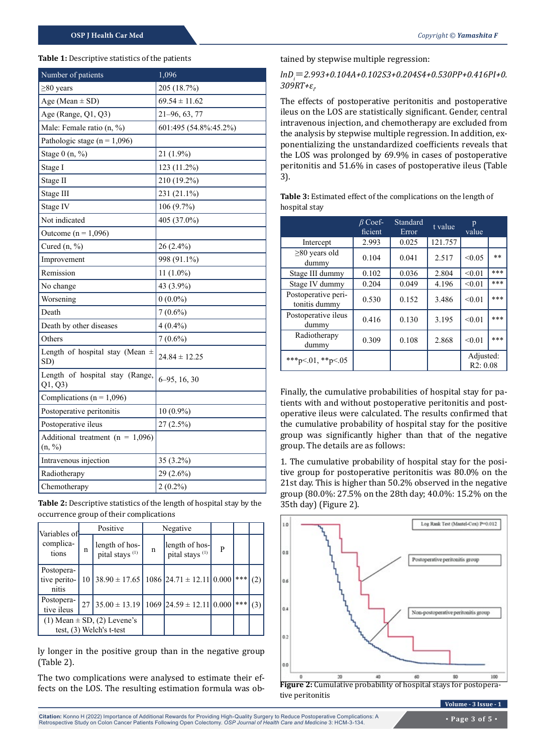**Table 1:** Descriptive statistics of the patients

| Number of patients | 1,096 |
|---|---|
| ≥80 years | 205 (18.7%) |
| Age (Mean ± SD) | 69.54 ± 11.62 |
| Age (Range, Q1, Q3) | 21–96, 63, 77 |
| Male: Female ratio (n, %) | 601:495 (54.8%:45.2%) |
| Pathologic stage (n = 1,096) | |
| Stage 0 (n, %) | 21 (1.9%) |
| Stage I | 123 (11.2%) |
| Stage II | 210 (19.2%) |
| Stage III | 231 (21.1%) |
| Stage IV | 106 (9.7%) |
| Not indicated | 405 (37.0%) |
| Outcome (n = 1,096) | |
| Cured (n, %) | 26 (2.4%) |
| Improvement | 998 (91.1%) |
| Remission | 11 (1.0%) |
| No change | 43 (3.9%) |
| Worsening | 0 (0.0%) |
| Death | 7 (0.6%) |
| Death by other diseases | 4 (0.4%) |
| Others | 7 (0.6%) |
| Length of hospital stay (Mean ± SD) | 24.84 ± 12.25 |
| Length of hospital stay (Range, Q1, Q3) | 6–95, 16, 30 |
| Complications (n = 1,096) | |
| Postoperative peritonitis | 10 (0.9%) |
| Postoperative ileus | 27 (2.5%) |
| Additional treatment (n = 1,096) (n, %) | |
| Intravenous injection | 35 (3.2%) |
| Radiotherapy | 29 (2.6%) |
| Chemotherapy | 2 (0.2%) |

**Table 2:** Descriptive statistics of the length of hospital stay by the occurrence group of their complications

| Variables of complications | Positive | | Negative | | P | | |
|---|---|---|---|---|---|---|---|
| | n | length of hospital stays (1) | n | length of hospital stays (1) | | | |
| Postoperative peritonitis | 10 | 38.90 ± 17.65 | 1086 | 24.71 ± 12.11 | 0.000 | *** | (2) |
| Postoperative ileus | 27 | 35.00 ± 13.19 | 1069 | 24.59 ± 12.11 | 0.000 | *** | (3) |
| (1) Mean ± SD, (2) Levene's test, (3) Welch's t-test | | | | | | | |

ly longer in the positive group than in the negative group (Table 2).

The two complications were analysed to estimate their effects on the LOS. The resulting estimation formula was obtained by stepwise multiple regression:

$$lnD_i = 2.993 + 0.104A + 0.102S3 + 0.204S4 + 0.530PP + 0.416PI + 0.309RT + \varepsilon_i$$

The effects of postoperative peritonitis and postoperative ileus on the LOS are statistically significant. Gender, central intravenous injection, and chemotherapy are excluded from the analysis by stepwise multiple regression. In addition, exponentializing the unstandardized coefficients reveals that the LOS was prolonged by 69.9% in cases of postoperative peritonitis and 51.6% in cases of postoperative ileus (Table 3).

**Table 3:** Estimated effect of the complications on the length of hospital stay

| | β Coefficient | Standard Error | t value | p value | |
|---|---|---|---|---|---|
| Intercept | 2.993 | 0.025 | 121.757 | | |
| ≥80 years old dummy | 0.104 | 0.041 | 2.517 | <0.05 | ** |
| Stage III dummy | 0.102 | 0.036 | 2.804 | <0.01 | *** |
| Stage IV dummy | 0.204 | 0.049 | 4.196 | <0.01 | *** |
| Postoperative peritonitis dummy | 0.530 | 0.152 | 3.486 | <0.01 | *** |
| Postoperative ileus dummy | 0.416 | 0.130 | 3.195 | <0.01 | *** |
| Radiotherapy dummy | 0.309 | 0.108 | 2.868 | <0.01 | *** |
| ***p<.01, **p<.05 | | | | Adjusted: $R^2$: 0.08 | |

Finally, the cumulative probabilities of hospital stay for patients with and without postoperative peritonitis and postoperative ileus were calculated. The results confirmed that the cumulative probability of hospital stay for the positive group was significantly higher than that of the negative group. The details are as follows:

1. The cumulative probability of hospital stay for the positive group for postoperative peritonitis was 80.0% on the 21st day. This is higher than 50.2% observed in the negative group (80.0%: 27.5% on the 28th day; 40.0%: 15.2% on the 35th day) (Figure 2).

**Figure 2:** Cumulative probability of hospital stays for postoperative peritonitis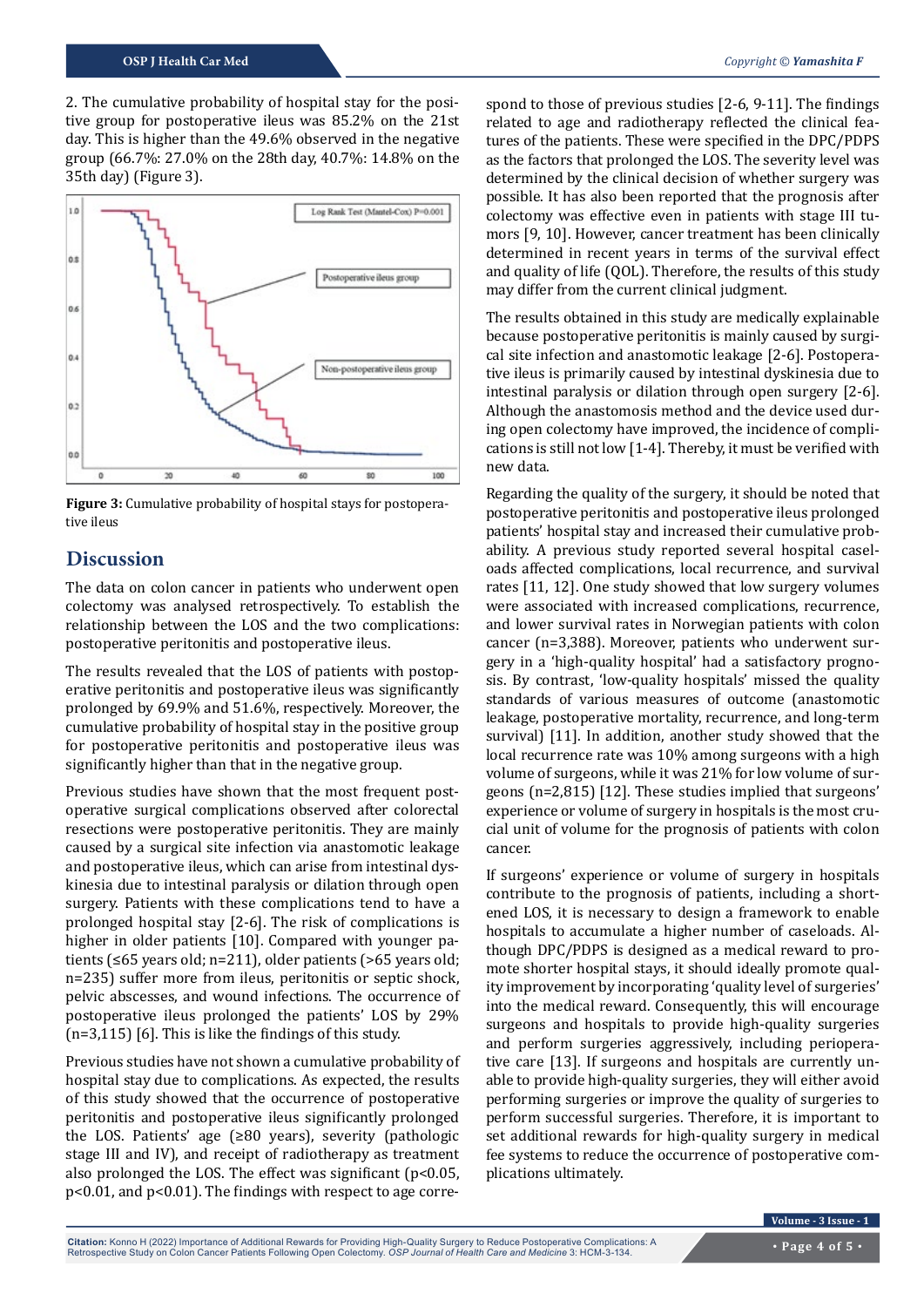2. The cumulative probability of hospital stay for the positive group for postoperative ileus was 85.2% on the 21st day. This is higher than the 49.6% observed in the negative group (66.7%: 27.0% on the 28th day, 40.7%: 14.8% on the 35th day) (Figure 3).

**Figure 3:** Cumulative probability of hospital stays for postoperative ileus

## Discussion

The data on colon cancer in patients who underwent open colectomy was analysed retrospectively. To establish the relationship between the LOS and the two complications: postoperative peritonitis and postoperative ileus.

The results revealed that the LOS of patients with postoperative peritonitis and postoperative ileus was significantly prolonged by 69.9% and 51.6%, respectively. Moreover, the cumulative probability of hospital stay in the positive group for postoperative peritonitis and postoperative ileus was significantly higher than that in the negative group.

Previous studies have shown that the most frequent postoperative surgical complications observed after colorectal resections were postoperative peritonitis. They are mainly caused by a surgical site infection via anastomotic leakage and postoperative ileus, which can arise from intestinal dyskinesia due to intestinal paralysis or dilation through open surgery. Patients with these complications tend to have a prolonged hospital stay [2-6]. The risk of complications is higher in older patients [10]. Compared with younger patients (≤65 years old; n=211), older patients (>65 years old; n=235) suffer more from ileus, peritonitis or septic shock, pelvic abscesses, and wound infections. The occurrence of postoperative ileus prolonged the patients' LOS by 29% (n=3,115) [6]. This is like the findings of this study.

Previous studies have not shown a cumulative probability of hospital stay due to complications. As expected, the results of this study showed that the occurrence of postoperative peritonitis and postoperative ileus significantly prolonged the LOS. Patients' age (≥80 years), severity (pathologic stage III and IV), and receipt of radiotherapy as treatment also prolonged the LOS. The effect was significant ($p<0.05$, $p<0.01$, and $p<0.01$). The findings with respect to age correspond to those of previous studies [2-6, 9-11]. The findings related to age and radiotherapy reflected the clinical features of the patients. These were specified in the DPC/PDPS as the factors that prolonged the LOS. The severity level was determined by the clinical decision of whether surgery was possible. It has also been reported that the prognosis after colectomy was effective even in patients with stage III tumors [9, 10]. However, cancer treatment has been clinically determined in recent years in terms of the survival effect and quality of life (QOL). Therefore, the results of this study may differ from the current clinical judgment.

The results obtained in this study are medically explainable because postoperative peritonitis is mainly caused by surgical site infection and anastomotic leakage [2-6]. Postoperative ileus is primarily caused by intestinal dyskinesia due to intestinal paralysis or dilation through open surgery [2-6]. Although the anastomosis method and the device used during open colectomy have improved, the incidence of complications is still not low [1-4]. Thereby, it must be verified with new data.

Regarding the quality of the surgery, it should be noted that postoperative peritonitis and postoperative ileus prolonged patients' hospital stay and increased their cumulative probability. A previous study reported several hospital caseloads affected complications, local recurrence, and survival rates [11, 12]. One study showed that low surgery volumes were associated with increased complications, recurrence, and lower survival rates in Norwegian patients with colon cancer (n=3,388). Moreover, patients who underwent surgery in a 'high-quality hospital' had a satisfactory prognosis. By contrast, 'low-quality hospitals' missed the quality standards of various measures of outcome (anastomotic leakage, postoperative mortality, recurrence, and long-term survival) [11]. In addition, another study showed that the local recurrence rate was 10% among surgeons with a high volume of surgeons, while it was 21% for low volume of surgeons (n=2,815) [12]. These studies implied that surgeons' experience or volume of surgery in hospitals is the most crucial unit of volume for the prognosis of patients with colon cancer.

If surgeons' experience or volume of surgery in hospitals contribute to the prognosis of patients, including a shortened LOS, it is necessary to design a framework to enable hospitals to accumulate a higher number of caseloads. Although DPC/PDPS is designed as a medical reward to promote shorter hospital stays, it should ideally promote quality improvement by incorporating 'quality level of surgeries' into the medical reward. Consequently, this will encourage surgeons and hospitals to provide high-quality surgeries and perform surgeries aggressively, including perioperative care [13]. If surgeons and hospitals are currently unable to provide high-quality surgeries, they will either avoid performing surgeries or improve the quality of surgeries to perform successful surgeries. Therefore, it is important to set additional rewards for high-quality surgery in medical fee systems to reduce the occurrence of postoperative complications ultimately.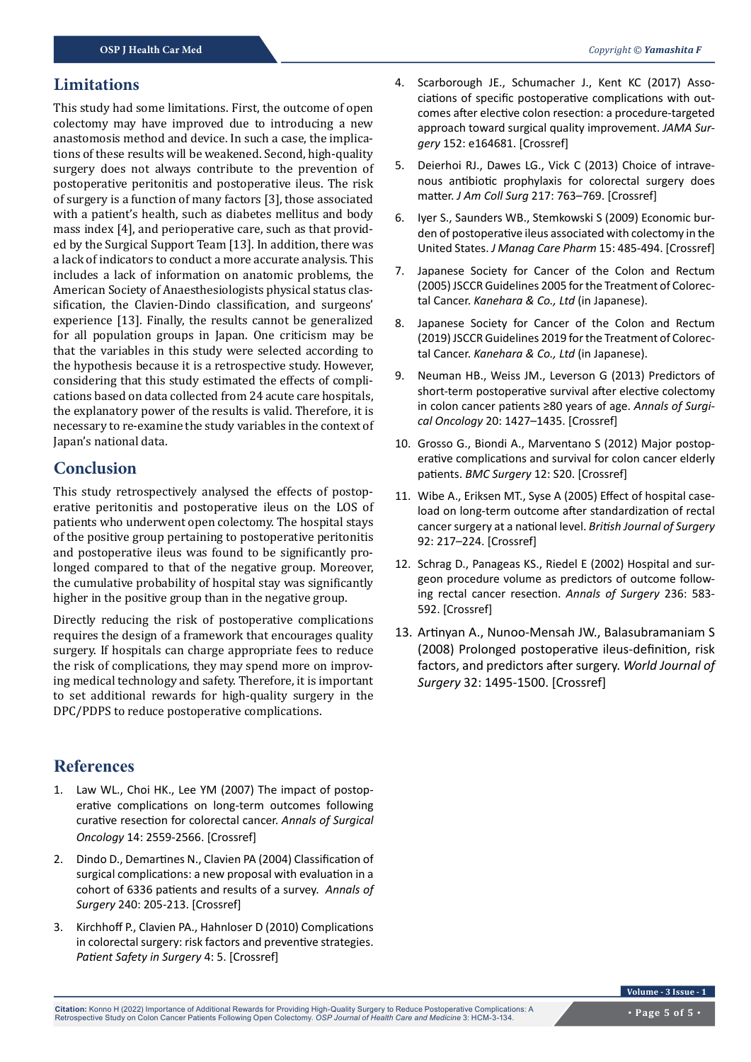## Limitations

This study had some limitations. First, the outcome of open colectomy may have improved due to introducing a new anastomosis method and device. In such a case, the implications of these results will be weakened. Second, high-quality surgery does not always contribute to the prevention of postoperative peritonitis and postoperative ileus. The risk of surgery is a function of many factors [3], those associated with a patient's health, such as diabetes mellitus and body mass index [4], and perioperative care, such as that provided by the Surgical Support Team [13]. In addition, there was a lack of indicators to conduct a more accurate analysis. This includes a lack of information on anatomic problems, the American Society of Anaesthesiologists physical status classification, the Clavien-Dindo classification, and surgeons' experience [13]. Finally, the results cannot be generalized for all population groups in Japan. One criticism may be that the variables in this study were selected according to the hypothesis because it is a retrospective study. However, considering that this study estimated the effects of complications based on data collected from 24 acute care hospitals, the explanatory power of the results is valid. Therefore, it is necessary to re-examine the study variables in the context of Japan's national data.

## Conclusion

This study retrospectively analysed the effects of postoperative peritonitis and postoperative ileus on the LOS of patients who underwent open colectomy. The hospital stays of the positive group pertaining to postoperative peritonitis and postoperative ileus was found to be significantly prolonged compared to that of the negative group. Moreover, the cumulative probability of hospital stay was significantly higher in the positive group than in the negative group.

Directly reducing the risk of postoperative complications requires the design of a framework that encourages quality surgery. If hospitals can charge appropriate fees to reduce the risk of complications, they may spend more on improving medical technology and safety. Therefore, it is important to set additional rewards for high-quality surgery in the DPC/PDPS to reduce postoperative complications.

## References

1. Law WL., Choi HK., Lee YM (2007) The impact of postoperative complications on long-term outcomes following curative resection for colorectal cancer. *Annals of Surgical Oncology* 14: 2559-2566. [Crossref]
2. Dindo D., Demartines N., Clavien PA (2004) Classification of surgical complications: a new proposal with evaluation in a cohort of 6336 patients and results of a survey. *Annals of Surgery* 240: 205-213. [Crossref]
3. Kirchhoff P., Clavien PA., Hahnloser D (2010) Complications in colorectal surgery: risk factors and preventive strategies. *Patient Safety in Surgery* 4: 5. [Crossref]
4. Scarborough JE., Schumacher J., Kent KC (2017) Associations of specific postoperative complications with outcomes after elective colon resection: a procedure-targeted approach toward surgical quality improvement. *JAMA Surgery* 152: e164681. [Crossref]
5. Deierhoi RJ., Dawes LG., Vick C (2013) Choice of intravenous antibiotic prophylaxis for colorectal surgery does matter. *J Am Coll Surg* 217: 763–769. [Crossref]
6. Iyer S., Saunders WB., Stemkowski S (2009) Economic burden of postoperative ileus associated with colectomy in the United States. *J Manag Care Pharm* 15: 485-494. [Crossref]
7. Japanese Society for Cancer of the Colon and Rectum (2005) JSCCR Guidelines 2005 for the Treatment of Colorectal Cancer. *Kanehara & Co., Ltd* (in Japanese).
8. Japanese Society for Cancer of the Colon and Rectum (2019) JSCCR Guidelines 2019 for the Treatment of Colorectal Cancer. *Kanehara & Co., Ltd* (in Japanese).
9. Neuman HB., Weiss JM., Leverson G (2013) Predictors of short-term postoperative survival after elective colectomy in colon cancer patients ≥80 years of age. *Annals of Surgical Oncology* 20: 1427–1435. [Crossref]
10. Grosso G., Biondi A., Marventano S (2012) Major postoperative complications and survival for colon cancer elderly patients. *BMC Surgery* 12: S20. [Crossref]
11. Wibe A., Eriksen MT., Syse A (2005) Effect of hospital caseload on long-term outcome after standardization of rectal cancer surgery at a national level. *British Journal of Surgery* 92: 217–224. [Crossref]
12. Schrag D., Panageas KS., Riedel E (2002) Hospital and surgeon procedure volume as predictors of outcome following rectal cancer resection. *Annals of Surgery* 236: 583-592. [Crossref]
13. Artinyan A., Nunoo-Mensah JW., Balasubramaniam S (2008) Prolonged postoperative ileus-definition, risk factors, and predictors after surgery. *World Journal of Surgery* 32: 1495-1500. [Crossref]